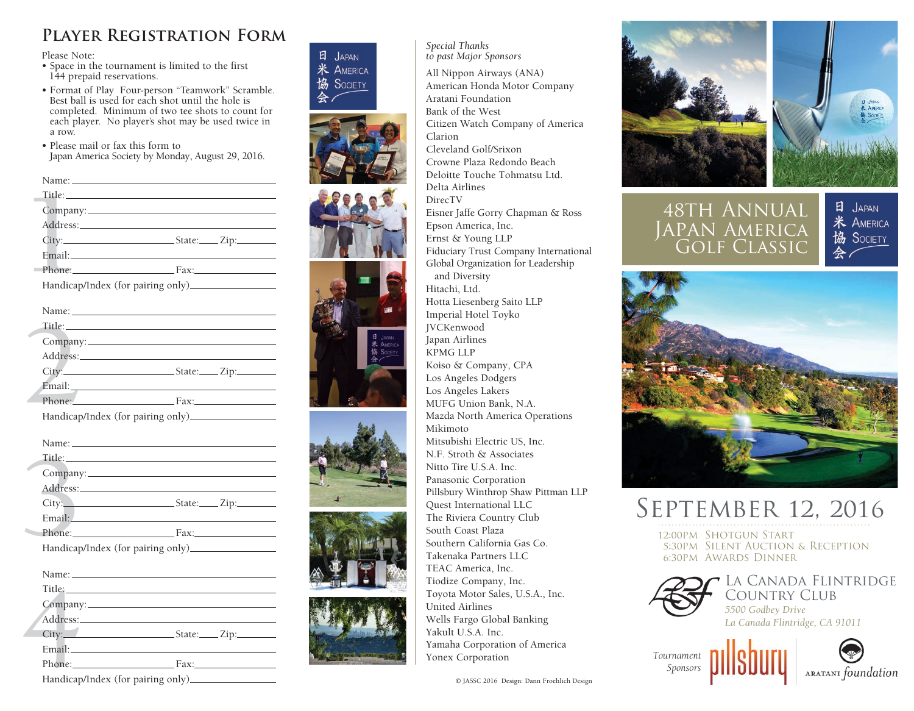# Player Registration Form

Please Note:

- Space in the tournament is limited to the first 144 prepaid reservations.
- Format of Play Four-person "Teamwork" Scramble. Best ball is used for each shot until the hole is completed. Minimum of two tee shots to count for each player. No player's shot may be used twice in a row.
- Please mail or fax this form to Japan America Society by Monday, August 29, 2016.

**1**

Name: \_\_\_\_\_\_\_\_\_\_\_\_\_\_\_\_\_\_\_\_\_\_\_\_\_\_\_\_\_\_\_\_
Title: \_\_\_\_\_\_\_\_\_\_\_\_\_\_\_\_\_\_\_\_\_\_\_\_\_\_\_\_\_\_\_\_
Company: \_\_\_\_\_\_\_\_\_\_\_\_\_\_\_\_\_\_\_\_\_\_\_\_\_\_\_\_
Address: \_\_\_\_\_\_\_\_\_\_\_\_\_\_\_\_\_\_\_\_\_\_\_\_\_\_\_\_\_
City: \_\_\_\_\_\_\_\_\_\_\_\_\_\_\_\_ State: \_\_\_\_ Zip: \_\_\_\_\_\_\_
Email: \_\_\_\_\_\_\_\_\_\_\_\_\_\_\_\_\_\_\_\_\_\_\_\_\_\_\_\_\_\_\_
Phone: \_\_\_\_\_\_\_\_\_\_\_\_\_\_\_ Fax: \_\_\_\_\_\_\_\_\_\_\_\_\_\_
Handicap/Index (for pairing only) \_\_\_\_\_\_\_\_\_\_\_\_

**2**

Name: \_\_\_\_\_\_\_\_\_\_\_\_\_\_\_\_\_\_\_\_\_\_\_\_\_\_\_\_\_\_\_\_
Title: \_\_\_\_\_\_\_\_\_\_\_\_\_\_\_\_\_\_\_\_\_\_\_\_\_\_\_\_\_\_\_\_
Company: \_\_\_\_\_\_\_\_\_\_\_\_\_\_\_\_\_\_\_\_\_\_\_\_\_\_\_\_
Address: \_\_\_\_\_\_\_\_\_\_\_\_\_\_\_\_\_\_\_\_\_\_\_\_\_\_\_\_\_
City: \_\_\_\_\_\_\_\_\_\_\_\_\_\_\_\_ State: \_\_\_\_ Zip: \_\_\_\_\_\_\_
Email: \_\_\_\_\_\_\_\_\_\_\_\_\_\_\_\_\_\_\_\_\_\_\_\_\_\_\_\_\_\_\_
Phone: \_\_\_\_\_\_\_\_\_\_\_\_\_\_\_ Fax: \_\_\_\_\_\_\_\_\_\_\_\_\_\_
Handicap/Index (for pairing only) \_\_\_\_\_\_\_\_\_\_\_\_

**3**

Name: \_\_\_\_\_\_\_\_\_\_\_\_\_\_\_\_\_\_\_\_\_\_\_\_\_\_\_\_\_\_\_\_
Title: \_\_\_\_\_\_\_\_\_\_\_\_\_\_\_\_\_\_\_\_\_\_\_\_\_\_\_\_\_\_\_\_
Company: \_\_\_\_\_\_\_\_\_\_\_\_\_\_\_\_\_\_\_\_\_\_\_\_\_\_\_\_
Address: \_\_\_\_\_\_\_\_\_\_\_\_\_\_\_\_\_\_\_\_\_\_\_\_\_\_\_\_\_
City: \_\_\_\_\_\_\_\_\_\_\_\_\_\_\_\_ State: \_\_\_\_ Zip: \_\_\_\_\_\_\_
Email: \_\_\_\_\_\_\_\_\_\_\_\_\_\_\_\_\_\_\_\_\_\_\_\_\_\_\_\_\_\_\_
Phone: \_\_\_\_\_\_\_\_\_\_\_\_\_\_\_ Fax: \_\_\_\_\_\_\_\_\_\_\_\_\_\_
Handicap/Index (for pairing only) \_\_\_\_\_\_\_\_\_\_\_\_

**4**

Name: \_\_\_\_\_\_\_\_\_\_\_\_\_\_\_\_\_\_\_\_\_\_\_\_\_\_\_\_\_\_\_\_
Title: \_\_\_\_\_\_\_\_\_\_\_\_\_\_\_\_\_\_\_\_\_\_\_\_\_\_\_\_\_\_\_\_
Company: \_\_\_\_\_\_\_\_\_\_\_\_\_\_\_\_\_\_\_\_\_\_\_\_\_\_\_\_
Address: \_\_\_\_\_\_\_\_\_\_\_\_\_\_\_\_\_\_\_\_\_\_\_\_\_\_\_\_\_
City: \_\_\_\_\_\_\_\_\_\_\_\_\_\_\_\_ State: \_\_\_\_ Zip: \_\_\_\_\_\_\_
Email: \_\_\_\_\_\_\_\_\_\_\_\_\_\_\_\_\_\_\_\_\_\_\_\_\_\_\_\_\_\_\_
Phone: \_\_\_\_\_\_\_\_\_\_\_\_\_\_\_ Fax: \_\_\_\_\_\_\_\_\_\_\_\_\_\_
Handicap/Index (for pairing only) \_\_\_\_\_\_\_\_\_\_\_\_

日米協会 Japan America Society

*Special Thanks*
*to past Major Sponsors*

All Nippon Airways (ANA)
American Honda Motor Company
Aratani Foundation
Bank of the West
Citizen Watch Company of America
Clarion
Cleveland Golf/Srixon
Crowne Plaza Redondo Beach
Deloitte Touche Tohmatsu Ltd.
Delta Airlines
DirecTV
Eisner Jaffe Gorry Chapman & Ross
Epson America, Inc.
Ernst & Young LLP
Fiduciary Trust Company International
Global Organization for Leadership and Diversity
Hitachi, Ltd.
Hotta Liesenberg Saito LLP
Imperial Hotel Toyko
JVCKenwood
Japan Airlines
KPMG LLP
Koiso & Company, CPA
Los Angeles Dodgers
Los Angeles Lakers
MUFG Union Bank, N.A.
Mazda North America Operations
Mikimoto
Mitsubishi Electric US, Inc.
N.F. Stroth & Associates
Nitto Tire U.S.A. Inc.
Panasonic Corporation
Pillsbury Winthrop Shaw Pittman LLP
Quest International LLC
The Riviera Country Club
South Coast Plaza
Southern California Gas Co.
Takenaka Partners LLC
TEAC America, Inc.
Tiodize Company, Inc.
Toyota Motor Sales, U.S.A., Inc.
United Airlines
Wells Fargo Global Banking
Yakult U.S.A. Inc.
Yamaha Corporation of America
Yonex Corporation

© JASSC 2016 Design: Dann Froehlich Design

# 48th Annual Japan America Golf Classic

日米協会 Japan America Society

## September 12, 2016

12:00pm Shotgun Start
5:30pm Silent Auction & Reception
6:30pm Awards Dinner

**La Canada Flintridge Country Club**
*5500 Godbey Drive*
*La Canada Flintridge, CA 91011*

*Tournament Sponsors*

pillsbury

Aratani foundation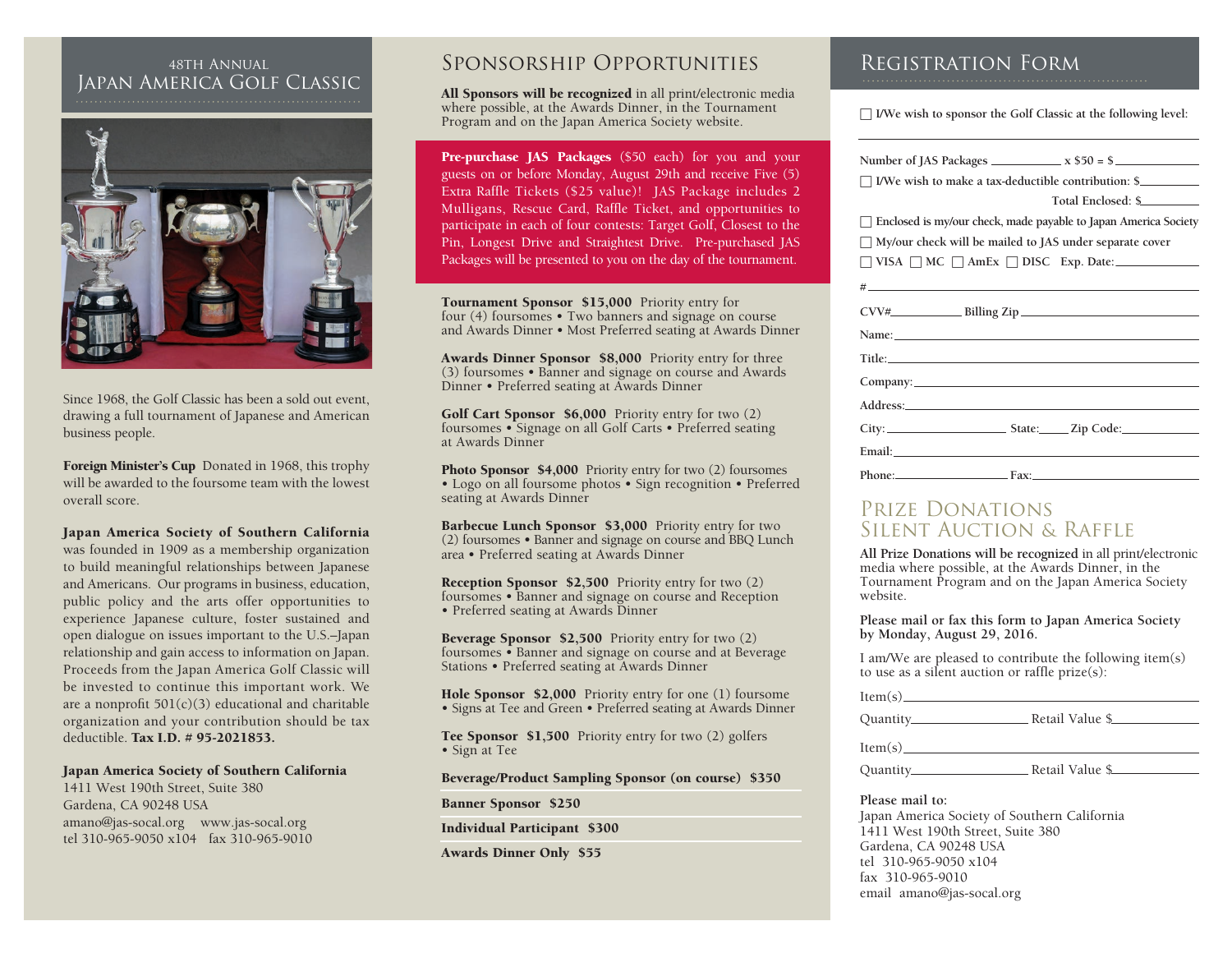# 48th Annual Japan America Golf Classic

Since 1968, the Golf Classic has been a sold out event, drawing a full tournament of Japanese and American business people.

**Foreign Minister's Cup** Donated in 1968, this trophy will be awarded to the foursome team with the lowest overall score.

**Japan America Society of Southern California** was founded in 1909 as a membership organization to build meaningful relationships between Japanese and Americans. Our programs in business, education, public policy and the arts offer opportunities to experience Japanese culture, foster sustained and open dialogue on issues important to the U.S.–Japan relationship and gain access to information on Japan. Proceeds from the Japan America Golf Classic will be invested to continue this important work. We are a nonprofit 501(c)(3) educational and charitable organization and your contribution should be tax deductible. **Tax I.D. # 95-2021853.**

**Japan America Society of Southern California**
1411 West 190th Street, Suite 380
Gardena, CA 90248 USA
amano@jas-socal.org www.jas-socal.org
tel 310-965-9050 x104 fax 310-965-9010

# Sponsorship Opportunities

**All Sponsors will be recognized** in all print/electronic media where possible, at the Awards Dinner, in the Tournament Program and on the Japan America Society website.

**Pre-purchase JAS Packages** ($50 each) for you and your guests on or before Monday, August 29th and receive Five (5) Extra Raffle Tickets ($25 value)! JAS Package includes 2 Mulligans, Rescue Card, Raffle Ticket, and opportunities to participate in each of four contests: Target Golf, Closest to the Pin, Longest Drive and Straightest Drive. Pre-purchased JAS Packages will be presented to you on the day of the tournament.

**Tournament Sponsor $15,000** Priority entry for four (4) foursomes • Two banners and signage on course and Awards Dinner • Most Preferred seating at Awards Dinner

**Awards Dinner Sponsor $8,000** Priority entry for three (3) foursomes • Banner and signage on course and Awards Dinner • Preferred seating at Awards Dinner

**Golf Cart Sponsor $6,000** Priority entry for two (2) foursomes • Signage on all Golf Carts • Preferred seating at Awards Dinner

**Photo Sponsor $4,000** Priority entry for two (2) foursomes • Logo on all foursome photos • Sign recognition • Preferred seating at Awards Dinner

**Barbecue Lunch Sponsor $3,000** Priority entry for two (2) foursomes • Banner and signage on course and BBQ Lunch area • Preferred seating at Awards Dinner

**Reception Sponsor $2,500** Priority entry for two (2) foursomes • Banner and signage on course and Reception • Preferred seating at Awards Dinner

**Beverage Sponsor $2,500** Priority entry for two (2) foursomes • Banner and signage on course and at Beverage Stations • Preferred seating at Awards Dinner

**Hole Sponsor $2,000** Priority entry for one (1) foursome • Signs at Tee and Green • Preferred seating at Awards Dinner

**Tee Sponsor $1,500** Priority entry for two (2) golfers • Sign at Tee

**Beverage/Product Sampling Sponsor (on course) $350**

**Banner Sponsor $250**

**Individual Participant $300**

**Awards Dinner Only $55**

# Registration Form

☐ I/We wish to sponsor the Golf Classic at the following level:

______________________________

Number of JAS Packages __________ x $50 = $__________

☐ I/We wish to make a tax-deductible contribution: $__________

Total Enclosed: $__________

☐ Enclosed is my/our check, made payable to Japan America Society

☐ My/our check will be mailed to JAS under separate cover

☐ VISA ☐ MC ☐ AmEx ☐ DISC Exp. Date: __________

# ______________________________

CVV# __________ Billing Zip __________

Name: ______________________________

Title: ______________________________

Company: ______________________________

Address: ______________________________

City: __________ State: _____ Zip Code: __________

Email: ______________________________

Phone: __________ Fax: __________

## Prize Donations
## Silent Auction & Raffle

**All Prize Donations will be recognized** in all print/electronic media where possible, at the Awards Dinner, in the Tournament Program and on the Japan America Society website.

**Please mail or fax this form to Japan America Society by Monday, August 29, 2016.**

I am/We are pleased to contribute the following item(s) to use as a silent auction or raffle prize(s):

Item(s) ______________________________

Quantity __________ Retail Value $__________

Item(s) ______________________________

Quantity __________ Retail Value $__________

**Please mail to:**
Japan America Society of Southern California
1411 West 190th Street, Suite 380
Gardena, CA 90248 USA
tel 310-965-9050 x104
fax 310-965-9010
email amano@jas-socal.org